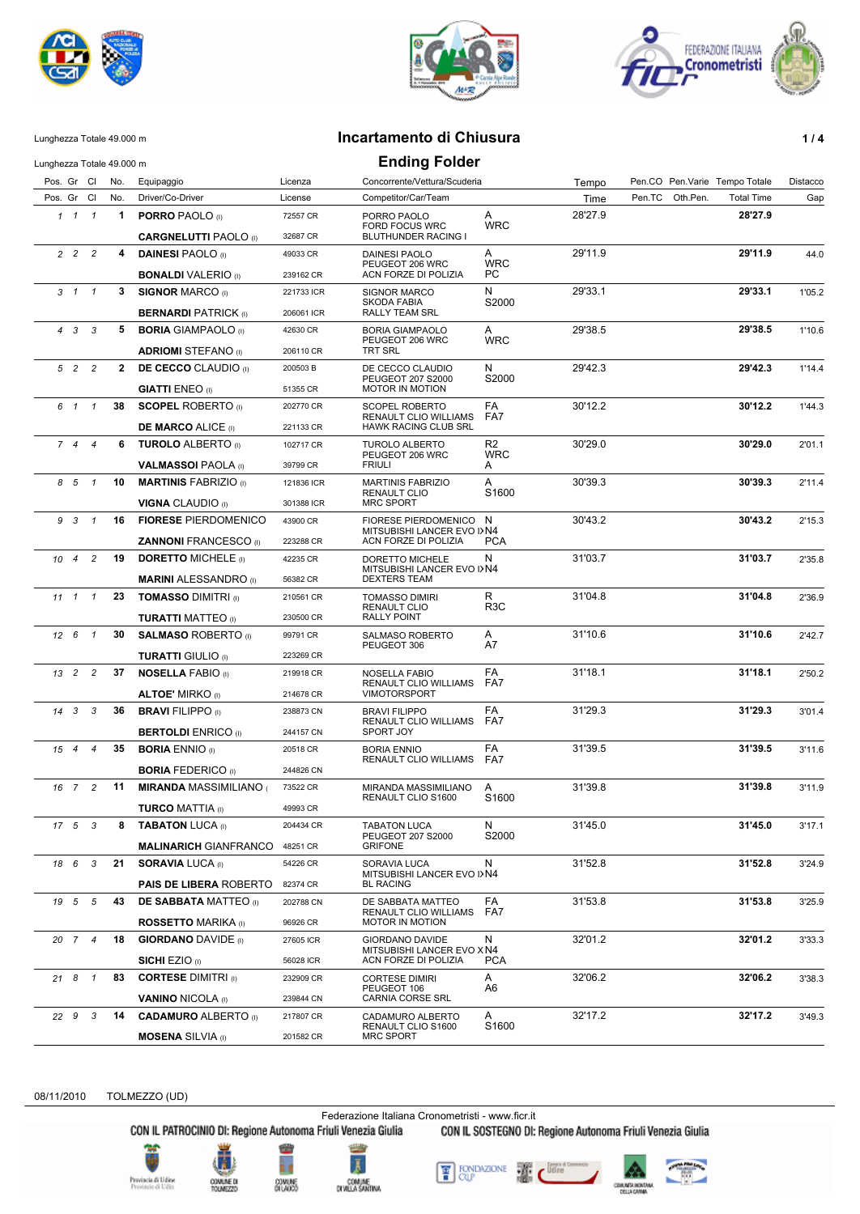Lunghezza Totale 49.000 m

# Incartamento di Chiusura

## Ending Folder

Lunghezza Totale 49.000 m

| Pos. | Gr | Cl | No. | Equipaggio / Driver/Co-Driver | Licenza / License | Concorrente/Vettura/Scuderia / Competitor/Car/Team | | Tempo / Time | Pen.CO / Pen.TC | Pen.Varie / Oth.Pen. | Tempo Totale / Total Time | Distacco / Gap |
|---|---|---|---|---|---|---|---|---|---|---|---|---|
| 1 | 1 | 1 | 1 | **PORRO** PAOLO (I)<br>**CARGNELUTTI** PAOLO (I) | 72557 CR<br>32687 CR | PORRO PAOLO<br>FORD FOCUS WRC<br>BLUTHUNDER RACING I | A<br>WRC | 28'27.9 | | | **28'27.9** | |
| 2 | 2 | 2 | 4 | **DAINESI** PAOLO (I)<br>**BONALDI** VALERIO (I) | 49033 CR<br>239162 CR | DAINESI PAOLO<br>PEUGEOT 206 WRC<br>ACN FORZE DI POLIZIA | A<br>WRC<br>PC | 29'11.9 | | | **29'11.9** | 44.0 |
| 3 | 1 | 1 | 3 | **SIGNOR** MARCO (I)<br>**BERNARDI** PATRICK (I) | 221733 ICR<br>206061 ICR | SIGNOR MARCO<br>SKODA FABIA<br>RALLY TEAM SRL | N<br>S2000 | 29'33.1 | | | **29'33.1** | 1'05.2 |
| 4 | 3 | 3 | 5 | **BORIA** GIAMPAOLO (I)<br>**ADRIOMI** STEFANO (I) | 42630 CR<br>206110 CR | BORIA GIAMPAOLO<br>PEUGEOT 206 WRC<br>TRT SRL | A<br>WRC | 29'38.5 | | | **29'38.5** | 1'10.6 |
| 5 | 2 | 2 | 2 | **DE CECCO** CLAUDIO (I)<br>**GIATTI** ENEO (I) | 200503 B<br>51355 CR | DE CECCO CLAUDIO<br>PEUGEOT 207 S2000<br>MOTOR IN MOTION | N<br>S2000 | 29'42.3 | | | **29'42.3** | 1'14.4 |
| 6 | 1 | 1 | 38 | **SCOPEL** ROBERTO (I)<br>**DE MARCO** ALICE (I) | 202770 CR<br>221133 CR | SCOPEL ROBERTO<br>RENAULT CLIO WILLIAMS<br>HAWK RACING CLUB SRL | FA<br>FA7 | 30'12.2 | | | **30'12.2** | 1'44.3 |
| 7 | 4 | 4 | 6 | **TUROLO** ALBERTO (I)<br>**VALMASSOI** PAOLA (I) | 102717 CR<br>39799 CR | TUROLO ALBERTO<br>PEUGEOT 206 WRC<br>FRIULI | R2<br>WRC<br>A | 30'29.0 | | | **30'29.0** | 2'01.1 |
| 8 | 5 | 1 | 10 | **MARTINIS** FABRIZIO (I)<br>**VIGNA** CLAUDIO (I) | 121836 ICR<br>301388 ICR | MARTINIS FABRIZIO<br>RENAULT CLIO<br>MRC SPORT | A<br>S1600 | 30'39.3 | | | **30'39.3** | 2'11.4 |
| 9 | 3 | 1 | 16 | **FIORESE** PIERDOMENICO<br>**ZANNONI** FRANCESCO (I) | 43900 CR<br>223288 CR | FIORESE PIERDOMENICO<br>MITSUBISHI LANCER EVO I><br>ACN FORZE DI POLIZIA | N<br>N4<br>PCA | 30'43.2 | | | **30'43.2** | 2'15.3 |
| 10 | 4 | 2 | 19 | **DORETTO** MICHELE (I)<br>**MARINI** ALESSANDRO (I) | 42235 CR<br>56382 CR | DORETTO MICHELE<br>MITSUBISHI LANCER EVO I><br>DEXTERS TEAM | N<br>N4 | 31'03.7 | | | **31'03.7** | 2'35.8 |
| 11 | 1 | 1 | 23 | **TOMASSO** DIMITRI (I)<br>**TURATTI** MATTEO (I) | 210561 CR<br>230500 CR | TOMASSO DIMIRI<br>RENAULT CLIO<br>RALLY POINT | R<br>R3C | 31'04.8 | | | **31'04.8** | 2'36.9 |
| 12 | 6 | 1 | 30 | **SALMASO** ROBERTO (I)<br>**TURATTI** GIULIO (I) | 99791 CR<br>223269 CR | SALMASO ROBERTO<br>PEUGEOT 306 | A<br>A7 | 31'10.6 | | | **31'10.6** | 2'42.7 |
| 13 | 2 | 2 | 37 | **NOSELLA** FABIO (I)<br>**ALTOE'** MIRKO (I) | 219918 CR<br>214678 CR | NOSELLA FABIO<br>RENAULT CLIO WILLIAMS<br>VIMOTORSPORT | FA<br>FA7 | 31'18.1 | | | **31'18.1** | 2'50.2 |
| 14 | 3 | 3 | 36 | **BRAVI** FILIPPO (I)<br>**BERTOLDI** ENRICO (I) | 238873 CN<br>244157 CN | BRAVI FILIPPO<br>RENAULT CLIO WILLIAMS<br>SPORT JOY | FA<br>FA7 | 31'29.3 | | | **31'29.3** | 3'01.4 |
| 15 | 4 | 4 | 35 | **BORIA** ENNIO (I)<br>**BORIA** FEDERICO (I) | 20518 CR<br>244826 CN | BORIA ENNIO<br>RENAULT CLIO WILLIAMS | FA<br>FA7 | 31'39.5 | | | **31'39.5** | 3'11.6 |
| 16 | 7 | 2 | 11 | **MIRANDA** MASSIMILIANO (<br>**TURCO** MATTIA (I) | 73522 CR<br>49993 CR | MIRANDA MASSIMILIANO<br>RENAULT CLIO S1600 | A<br>S1600 | 31'39.8 | | | **31'39.8** | 3'11.9 |
| 17 | 5 | 3 | 8 | **TABATON** LUCA (I)<br>**MALINARICH** GIANFRANCO | 204434 CR<br>48251 CR | TABATON LUCA<br>PEUGEOT 207 S2000<br>GRIFONE | N<br>S2000 | 31'45.0 | | | **31'45.0** | 3'17.1 |
| 18 | 6 | 3 | 21 | **SORAVIA** LUCA (I)<br>**PAIS DE LIBERA** ROBERTO | 54226 CR<br>82374 CR | SORAVIA LUCA<br>MITSUBISHI LANCER EVO I><br>BL RACING | N<br>N4 | 31'52.8 | | | **31'52.8** | 3'24.9 |
| 19 | 5 | 5 | 43 | **DE SABBATA** MATTEO (I)<br>**ROSSETTO** MARIKA (I) | 202788 CN<br>96926 CR | DE SABBATA MATTEO<br>RENAULT CLIO WILLIAMS<br>MOTOR IN MOTION | FA<br>FA7 | 31'53.8 | | | **31'53.8** | 3'25.9 |
| 20 | 7 | 4 | 18 | **GIORDANO** DAVIDE (I)<br>**SICHI** EZIO (I) | 27605 ICR<br>56028 ICR | GIORDANO DAVIDE<br>MITSUBISHI LANCER EVO X<br>ACN FORZE DI POLIZIA | N<br>N4<br>PCA | 32'01.2 | | | **32'01.2** | 3'33.3 |
| 21 | 8 | 1 | 83 | **CORTESE** DIMITRI (I)<br>**VANINO** NICOLA (I) | 232909 CR<br>239844 CN | CORTESE DIMIRI<br>PEUGEOT 106<br>CARNIA CORSE SRL | A<br>A6 | 32'06.2 | | | **32'06.2** | 3'38.3 |
| 22 | 9 | 3 | 14 | **CADAMURO** ALBERTO (I)<br>**MOSENA** SILVIA (I) | 217807 CR<br>201582 CR | CADAMURO ALBERTO<br>RENAULT CLIO S1600<br>MRC SPORT | A<br>S1600 | 32'17.2 | | | **32'17.2** | 3'49.3 |

08/11/2010 TOLMEZZO (UD)

Federazione Italiana Cronometristi - www.ficr.it

CON IL PATROCINIO DI: Regione Autonoma Friuli Venezia Giulia — CON IL SOSTEGNO DI: Regione Autonoma Friuli Venezia Giulia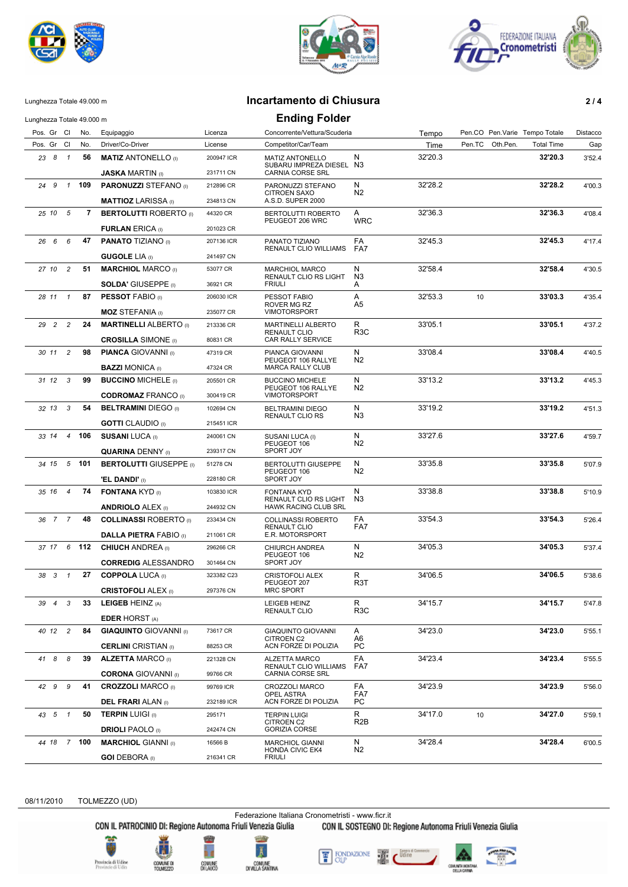Lunghezza Totale 49.000 m

# Incartamento di Chiusura

## Ending Folder

Lunghezza Totale 49.000 m

| Pos. | Gr | Cl | No. | Equipaggio / Driver/Co-Driver | Licenza / License | Concorrente/Vettura/Scuderia / Competitor/Car/Team | | Tempo / Time | Pen.CO / Pen.TC | Pen.Varie / Oth.Pen. | Tempo Totale / Total Time | Distacco / Gap |
|---|---|---|---|---|---|---|---|---|---|---|---|---|
| 23 | 8 | 1 | 56 | **MATIZ** ANTONELLO (I)<br>**JASKA** MARTIN (I) | 200947 ICR<br>231711 CN | MATIZ ANTONELLO<br>SUBARU IMPREZA DIESEL<br>CARNIA CORSE SRL | N<br>N3 | 32'20.3 | | | **32'20.3** | 3'52.4 |
| 24 | 9 | 1 | 109 | **PARONUZZI** STEFANO (I)<br>**MATTIOZ** LARISSA (I) | 212896 CR<br>234813 CN | PARONUZZI STEFANO<br>CITROEN SAXO<br>A.S.D. SUPER 2000 | N<br>N2 | 32'28.2 | | | **32'28.2** | 4'00.3 |
| 25 | 10 | 5 | 7 | **BERTOLUTTI** ROBERTO (I)<br>**FURLAN** ERICA (I) | 44320 CR<br>201023 CR | BERTOLUTTI ROBERTO<br>PEUGEOT 206 WRC | A<br>WRC | 32'36.3 | | | **32'36.3** | 4'08.4 |
| 26 | 6 | 6 | 47 | **PANATO** TIZIANO (I)<br>**GUGOLE** LIA (I) | 207136 ICR<br>241497 CN | PANATO TIZIANO<br>RENAULT CLIO WILLIAMS | FA<br>FA7 | 32'45.3 | | | **32'45.3** | 4'17.4 |
| 27 | 10 | 2 | 51 | **MARCHIOL** MARCO (I)<br>**SOLDA'** GIUSEPPE (I) | 53077 CR<br>36921 CR | MARCHIOL MARCO<br>RENAULT CLIO RS LIGHT<br>FRIULI | N<br>N3<br>A | 32'58.4 | | | **32'58.4** | 4'30.5 |
| 28 | 11 | 1 | 87 | **PESSOT** FABIO (I)<br>**MOZ** STEFANIA (I) | 206030 ICR<br>235077 CR | PESSOT FABIO<br>ROVER MG RZ<br>VIMOTORSPORT | A<br>A5 | 32'53.3 | 10 | | **33'03.3** | 4'35.4 |
| 29 | 2 | 2 | 24 | **MARTINELLI** ALBERTO (I)<br>**CROSILLA** SIMONE (I) | 213336 CR<br>80831 CR | MARTINELLI ALBERTO<br>RENAULT CLIO<br>CAR RALLY SERVICE | R<br>R3C | 33'05.1 | | | **33'05.1** | 4'37.2 |
| 30 | 11 | 2 | 98 | **PIANCA** GIOVANNI (I)<br>**BAZZI** MONICA (I) | 47319 CR<br>47324 CR | PIANCA GIOVANNI<br>PEUGEOT 106 RALLYE<br>MARCA RALLY CLUB | N<br>N2 | 33'08.4 | | | **33'08.4** | 4'40.5 |
| 31 | 12 | 3 | 99 | **BUCCINO** MICHELE (I)<br>**CODROMAZ** FRANCO (I) | 205501 CR<br>300419 CR | BUCCINO MICHELE<br>PEUGEOT 106 RALLYE<br>VIMOTORSPORT | N<br>N2 | 33'13.2 | | | **33'13.2** | 4'45.3 |
| 32 | 13 | 3 | 54 | **BELTRAMINI** DIEGO (I)<br>**GOTTI** CLAUDIO (I) | 102694 CN<br>215451 ICR | BELTRAMINI DIEGO<br>RENAULT CLIO RS | N<br>N3 | 33'19.2 | | | **33'19.2** | 4'51.3 |
| 33 | 14 | 4 | 106 | **SUSANI** LUCA (I)<br>**QUARINA** DENNY (I) | 240061 CN<br>239317 CN | SUSANI LUCA (I)<br>PEUGEOT 106<br>SPORT JOY | N<br>N2 | 33'27.6 | | | **33'27.6** | 4'59.7 |
| 34 | 15 | 5 | 101 | **BERTOLUTTI** GIUSEPPE (I)<br>**'EL DANDI'** (I) | 51278 CN<br>228180 CR | BERTOLUTTI GIUSEPPE<br>PEUGEOT 106<br>SPORT JOY | N<br>N2 | 33'35.8 | | | **33'35.8** | 5'07.9 |
| 35 | 16 | 4 | 74 | **FONTANA** KYD (I)<br>**ANDRIOLO** ALEX (I) | 103830 ICR<br>244932 CN | FONTANA KYD<br>RENAULT CLIO RS LIGHT<br>HAWK RACING CLUB SRL | N<br>N3 | 33'38.8 | | | **33'38.8** | 5'10.9 |
| 36 | 7 | 7 | 48 | **COLLINASSI** ROBERTO (I)<br>**DALLA PIETRA** FABIO (I) | 233434 CN<br>211061 CR | COLLINASSI ROBERTO<br>RENAULT CLIO<br>E.R. MOTORSPORT | FA<br>FA7 | 33'54.3 | | | **33'54.3** | 5'26.4 |
| 37 | 17 | 6 | 112 | **CHIUCH** ANDREA (I)<br>**CORREDIG** ALESSANDRO | 296266 CR<br>301464 CN | CHIURCH ANDREA<br>PEUGEOT 106<br>SPORT JOY | N<br>N2 | 34'05.3 | | | **34'05.3** | 5'37.4 |
| 38 | 3 | 1 | 27 | **COPPOLA** LUCA (I)<br>**CRISTOFOLI** ALEX (I) | 323382 C23<br>297376 CN | CRISTOFOLI ALEX<br>PEUGEOT 207<br>MRC SPORT | R<br>R3T | 34'06.5 | | | **34'06.5** | 5'38.6 |
| 39 | 4 | 3 | 33 | **LEIGEB** HEINZ (A)<br>**EDER** HORST (A) | | LEIGEB HEINZ<br>RENAULT CLIO | R<br>R3C | 34'15.7 | | | **34'15.7** | 5'47.8 |
| 40 | 12 | 2 | 84 | **GIAQUINTO** GIOVANNI (I)<br>**CERLINI** CRISTIAN (I) | 73617 CR<br>88253 CR | GIAQUINTO GIOVANNI<br>CITROEN C2<br>ACN FORZE DI POLIZIA | A<br>A6<br>PC | 34'23.0 | | | **34'23.0** | 5'55.1 |
| 41 | 8 | 8 | 39 | **ALZETTA** MARCO (I)<br>**CORONA** GIOVANNI (I) | 221328 CN<br>99766 CR | ALZETTA MARCO<br>RENAULT CLIO WILLIAMS<br>CARNIA CORSE SRL | FA<br>FA7 | 34'23.4 | | | **34'23.4** | 5'55.5 |
| 42 | 9 | 9 | 41 | **CROZZOLI** MARCO (I)<br>**DEL FRARI** ALAN (I) | 99769 ICR<br>232189 ICR | CROZZOLI MARCO<br>OPEL ASTRA<br>ACN FORZE DI POLIZIA | FA<br>FA7<br>PC | 34'23.9 | | | **34'23.9** | 5'56.0 |
| 43 | 5 | 1 | 50 | **TERPIN** LUIGI (I)<br>**DRIOLI** PAOLO (I) | 295171<br>242474 CN | TERPIN LUIGI<br>CITROEN C2<br>GORIZIA CORSE | R<br>R2B | 34'17.0 | 10 | | **34'27.0** | 5'59.1 |
| 44 | 18 | 7 | 100 | **MARCHIOL** GIANNI (I)<br>**GOI** DEBORA (I) | 16566 B<br>216341 CR | MARCHIOL GIANNI<br>HONDA CIVIC EK4<br>FRIULI | N<br>N2 | 34'28.4 | | | **34'28.4** | 6'00.5 |

08/11/2010 TOLMEZZO (UD)

Federazione Italiana Cronometristi - www.ficr.it

CON IL PATROCINIO DI: Regione Autonoma Friuli Venezia Giulia — CON IL SOSTEGNO DI: Regione Autonoma Friuli Venezia Giulia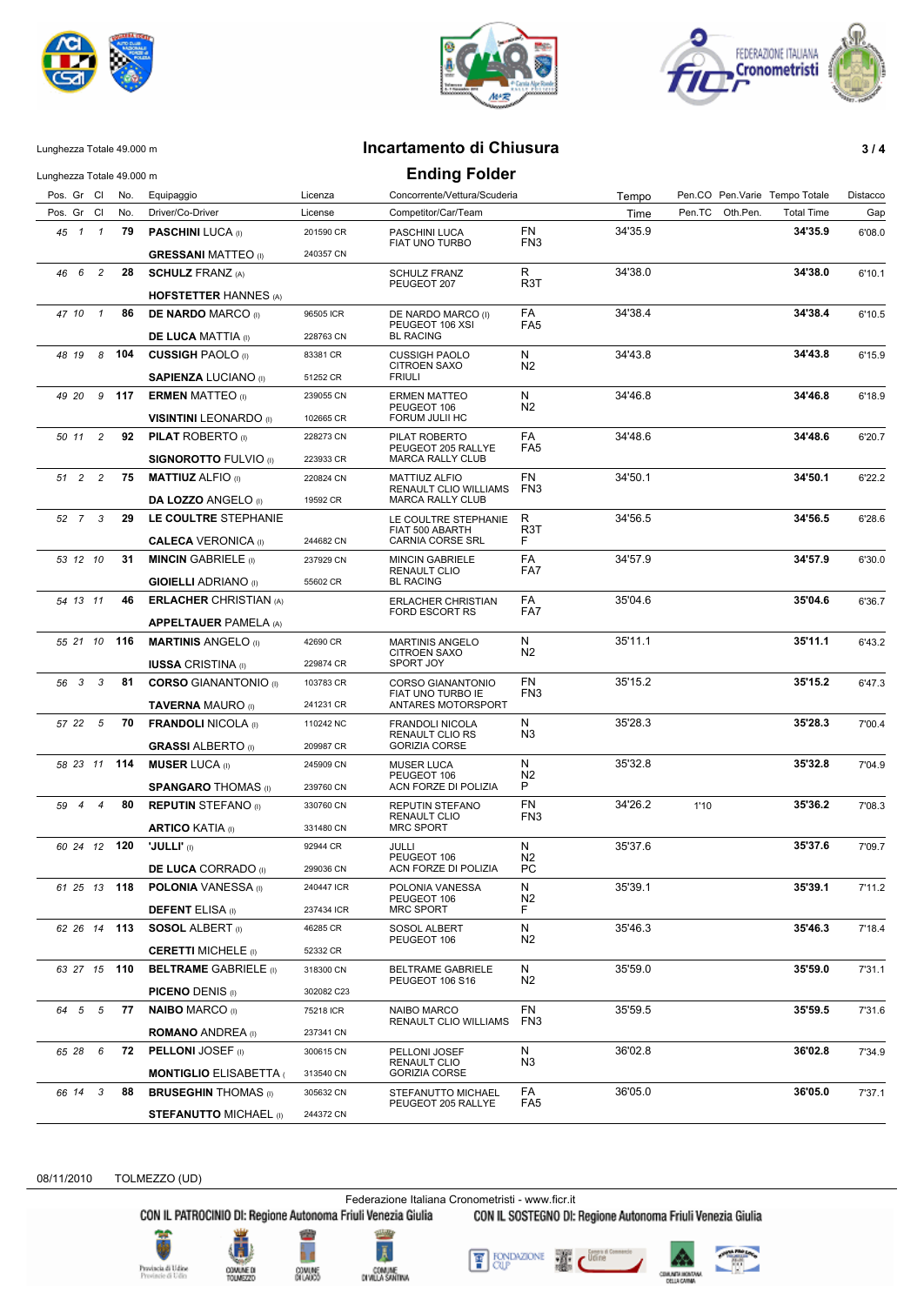Lunghezza Totale 49.000 m

# Incartamento di Chiusura

## Ending Folder

Lunghezza Totale 49.000 m

| Pos. | Gr | Cl | No. | Equipaggio | Licenza | Concorrente/Vettura/Scuderia | | Tempo | Pen.CO | Pen.Varie | Tempo Totale | Distacco |
|---|---|---|---|---|---|---|---|---|---|---|---|---|
| Pos. | Gr | Cl | No. | Driver/Co-Driver | License | Competitor/Car/Team | | Time | Pen.TC | Oth.Pen. | Total Time | Gap |
| 45 | 1 | 1 | **79** | **PASCHINI LUCA** (I) / **GRESSANI MATTEO** (I) | 201590 CR / 240357 CN | PASCHINI LUCA / FIAT UNO TURBO | FN / FN3 | 34'35.9 | | | **34'35.9** | 6'08.0 |
| 46 | 6 | 2 | **28** | **SCHULZ FRANZ** (A) / **HOFSTETTER HANNES** (A) | | SCHULZ FRANZ / PEUGEOT 207 | R / R3T | 34'38.0 | | | **34'38.0** | 6'10.1 |
| 47 | 10 | 1 | **86** | **DE NARDO MARCO** (I) / **DE LUCA MATTIA** (I) | 96505 ICR / 228763 CN | DE NARDO MARCO (I) / PEUGEOT 106 XSI / BL RACING | FA / FA5 | 34'38.4 | | | **34'38.4** | 6'10.5 |
| 48 | 19 | 8 | **104** | **CUSSIGH PAOLO** (I) / **SAPIENZA LUCIANO** (I) | 83381 CR / 51252 CR | CUSSIGH PAOLO / CITROEN SAXO / FRIULI | N / N2 | 34'43.8 | | | **34'43.8** | 6'15.9 |
| 49 | 20 | 9 | **117** | **ERMEN MATTEO** (I) / **VISINTINI LEONARDO** (I) | 239055 CN / 102665 CR | ERMEN MATTEO / PEUGEOT 106 / FORUM JULII HC | N / N2 | 34'46.8 | | | **34'46.8** | 6'18.9 |
| 50 | 11 | 2 | **92** | **PILAT ROBERTO** (I) / **SIGNOROTTO FULVIO** (I) | 228273 CN / 223933 CR | PILAT ROBERTO / PEUGEOT 205 RALLYE / MARCA RALLY CLUB | FA / FA5 | 34'48.6 | | | **34'48.6** | 6'20.7 |
| 51 | 2 | 2 | **75** | **MATTIUZ ALFIO** (I) / **DA LOZZO ANGELO** (I) | 220824 CN / 19592 CR | MATTIUZ ALFIO / RENAULT CLIO WILLIAMS / MARCA RALLY CLUB | FN / FN3 | 34'50.1 | | | **34'50.1** | 6'22.2 |
| 52 | 7 | 3 | **29** | **LE COULTRE STEPHANIE** / **CALECA VERONICA** (I) | / 244682 CN | LE COULTRE STEPHANIE / FIAT 500 ABARTH / CARNIA CORSE SRL | R / R3T / F | 34'56.5 | | | **34'56.5** | 6'28.6 |
| 53 | 12 | 10 | **31** | **MINCIN GABRIELE** (I) / **GIOIELLI ADRIANO** (I) | 237929 CN / 55602 CR | MINCIN GABRIELE / RENAULT CLIO / BL RACING | FA / FA7 | 34'57.9 | | | **34'57.9** | 6'30.0 |
| 54 | 13 | 11 | **46** | **ERLACHER CHRISTIAN** (A) / **APPELTAUER PAMELA** (A) | | ERLACHER CHRISTIAN / FORD ESCORT RS | FA / FA7 | 35'04.6 | | | **35'04.6** | 6'36.7 |
| 55 | 21 | 10 | **116** | **MARTINIS ANGELO** (I) / **IUSSA CRISTINA** (I) | 42690 CR / 229874 CR | MARTINIS ANGELO / CITROEN SAXO / SPORT JOY | N / N2 | 35'11.1 | | | **35'11.1** | 6'43.2 |
| 56 | 3 | 3 | **81** | **CORSO GIANANTONIO** (I) / **TAVERNA MAURO** (I) | 103783 CR / 241231 CR | CORSO GIANANTONIO / FIAT UNO TURBO IE / ANTARES MOTORSPORT | FN / FN3 | 35'15.2 | | | **35'15.2** | 6'47.3 |
| 57 | 22 | 5 | **70** | **FRANDOLI NICOLA** (I) / **GRASSI ALBERTO** (I) | 110242 NC / 209987 CR | FRANDOLI NICOLA / RENAULT CLIO RS / GORIZIA CORSE | N / N3 | 35'28.3 | | | **35'28.3** | 7'00.4 |
| 58 | 23 | 11 | **114** | **MUSER LUCA** (I) / **SPANGARO THOMAS** (I) | 245909 CN / 239760 CN | MUSER LUCA / PEUGEOT 106 / ACN FORZE DI POLIZIA | N / N2 / P | 35'32.8 | | | **35'32.8** | 7'04.9 |
| 59 | 4 | 4 | **80** | **REPUTIN STEFANO** (I) / **ARTICO KATIA** (I) | 330760 CN / 331480 CN | REPUTIN STEFANO / RENAULT CLIO / MRC SPORT | FN / FN3 | 34'26.2 | 1'10 | | **35'36.2** | 7'08.3 |
| 60 | 24 | 12 | **120** | **'JULLI'** (I) / **DE LUCA CORRADO** (I) | 92944 CR / 299036 CN | JULLI / PEUGEOT 106 / ACN FORZE DI POLIZIA | N / N2 / PC | 35'37.6 | | | **35'37.6** | 7'09.7 |
| 61 | 25 | 13 | **118** | **POLONIA VANESSA** (I) / **DEFENT ELISA** (I) | 240447 ICR / 237434 ICR | POLONIA VANESSA / PEUGEOT 106 / MRC SPORT | N / N2 / F | 35'39.1 | | | **35'39.1** | 7'11.2 |
| 62 | 26 | 14 | **113** | **SOSOL ALBERT** (I) / **CERETTI MICHELE** (I) | 46285 CR / 52332 CR | SOSOL ALBERT / PEUGEOT 106 | N / N2 | 35'46.3 | | | **35'46.3** | 7'18.4 |
| 63 | 27 | 15 | **110** | **BELTRAME GABRIELE** (I) / **PICENO DENIS** (I) | 318300 CN / 302082 C23 | BELTRAME GABRIELE / PEUGEOT 106 S16 | N / N2 | 35'59.0 | | | **35'59.0** | 7'31.1 |
| 64 | 5 | 5 | **77** | **NAIBO MARCO** (I) / **ROMANO ANDREA** (I) | 75218 ICR / 237341 CN | NAIBO MARCO / RENAULT CLIO WILLIAMS | FN / FN3 | 35'59.5 | | | **35'59.5** | 7'31.6 |
| 65 | 28 | 6 | **72** | **PELLONI JOSEF** (I) / **MONTIGLIO ELISABETTA** ( | 300615 CN / 313540 CN | PELLONI JOSEF / RENAULT CLIO / GORIZIA CORSE | N / N3 | 36'02.8 | | | **36'02.8** | 7'34.9 |
| 66 | 14 | 3 | **88** | **BRUSEGHIN THOMAS** (I) / **STEFANUTTO MICHAEL** (I) | 305632 CN / 244372 CN | STEFANUTTO MICHAEL / PEUGEOT 205 RALLYE | FA / FA5 | 36'05.0 | | | **36'05.0** | 7'37.1 |

08/11/2010 TOLMEZZO (UD)

Federazione Italiana Cronometristi - www.ficr.it

CON IL PATROCINIO DI: Regione Autonoma Friuli Venezia Giulia — CON IL SOSTEGNO DI: Regione Autonoma Friuli Venezia Giulia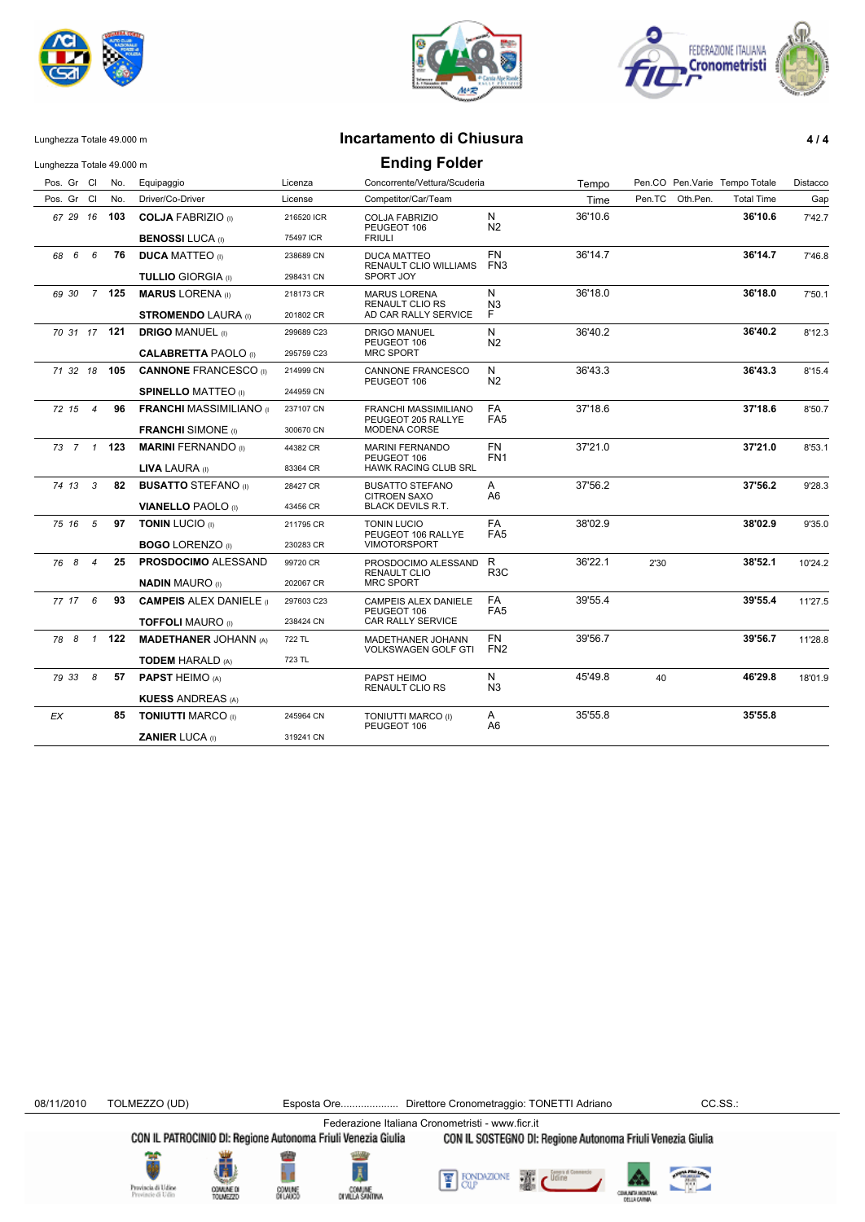Lunghezza Totale 49.000 m

# Incartamento di Chiusura

## Ending Folder

| Pos. Pos. | Gr Gr | Cl Cl | No. No. | Equipaggio Driver/Co-Driver | Licenza License | Concorrente/Vettura/Scuderia Competitor/Car/Team | | Tempo Time | Pen.CO Pen.TC | Pen.Varie Oth.Pen. | Tempo Totale Total Time | Distacco Gap |
|---|---|---|---|---|---|---|---|---|---|---|---|---|
| 67 | 29 | 16 | 103 | **COLJA FABRIZIO** (I) **BENOSSI LUCA** (I) | 216520 ICR 75497 ICR | COLJA FABRIZIO PEUGEOT 106 FRIULI | N N2 | 36'10.6 | | | **36'10.6** | 7'42.7 |
| 68 | 6 | 6 | 76 | **DUCA MATTEO** (I) **TULLIO GIORGIA** (I) | 238689 CN 298431 CN | DUCA MATTEO RENAULT CLIO WILLIAMS SPORT JOY | FN FN3 | 36'14.7 | | | **36'14.7** | 7'46.8 |
| 69 | 30 | 7 | 125 | **MARUS LORENA** (I) **STROMENDO LAURA** (I) | 218173 CR 201802 CR | MARUS LORENA RENAULT CLIO RS AD CAR RALLY SERVICE | N N3 F | 36'18.0 | | | **36'18.0** | 7'50.1 |
| 70 | 31 | 17 | 121 | **DRIGO MANUEL** (I) **CALABRETTA PAOLO** (I) | 299689 C23 295759 C23 | DRIGO MANUEL PEUGEOT 106 MRC SPORT | N N2 | 36'40.2 | | | **36'40.2** | 8'12.3 |
| 71 | 32 | 18 | 105 | **CANNONE FRANCESCO** (I) **SPINELLO MATTEO** (I) | 214999 CN 244959 CN | CANNONE FRANCESCO PEUGEOT 106 | N N2 | 36'43.3 | | | **36'43.3** | 8'15.4 |
| 72 | 15 | 4 | 96 | **FRANCHI MASSIMILIANO** (I) **FRANCHI SIMONE** (I) | 237107 CN 300670 CN | FRANCHI MASSIMILIANO PEUGEOT 205 RALLYE MODENA CORSE | FA FA5 | 37'18.6 | | | **37'18.6** | 8'50.7 |
| 73 | 7 | 1 | 123 | **MARINI FERNANDO** (I) **LIVA LAURA** (I) | 44382 CR 83364 CR | MARINI FERNANDO PEUGEOT 106 HAWK RACING CLUB SRL | FN FN1 | 37'21.0 | | | **37'21.0** | 8'53.1 |
| 74 | 13 | 3 | 82 | **BUSATTO STEFANO** (I) **VIANELLO PAOLO** (I) | 28427 CR 43456 CR | BUSATTO STEFANO CITROEN SAXO BLACK DEVILS R.T. | A A6 | 37'56.2 | | | **37'56.2** | 9'28.3 |
| 75 | 16 | 5 | 97 | **TONIN LUCIO** (I) **BOGO LORENZO** (I) | 211795 CR 230283 CR | TONIN LUCIO PEUGEOT 106 RALLYE VIMOTORSPORT | FA FA5 | 38'02.9 | | | **38'02.9** | 9'35.0 |
| 76 | 8 | 4 | 25 | **PROSDOCIMO ALESSAND** **NADIN MAURO** (I) | 99720 CR 202067 CR | PROSDOCIMO ALESSAND RENAULT CLIO MRC SPORT | R R3C | 36'22.1 | 2'30 | | **38'52.1** | 10'24.2 |
| 77 | 17 | 6 | 93 | **CAMPEIS ALEX DANIELE** (I) **TOFFOLI MAURO** (I) | 297603 C23 238424 CN | CAMPEIS ALEX DANIELE PEUGEOT 106 CAR RALLY SERVICE | FA FA5 | 39'55.4 | | | **39'55.4** | 11'27.5 |
| 78 | 8 | 1 | 122 | **MADETHANER JOHANN** (A) **TODEM HARALD** (A) | 722 TL 723 TL | MADETHANER JOHANN VOLKSWAGEN GOLF GTI | FN FN2 | 39'56.7 | | | **39'56.7** | 11'28.8 |
| 79 | 33 | 8 | 57 | **PAPST HEIMO** (A) **KUESS ANDREAS** (A) | | PAPST HEIMO RENAULT CLIO RS | N N3 | 45'49.8 | 40 | | **46'29.8** | 18'01.9 |
| EX | | | 85 | **TONIUTTI MARCO** (I) **ZANIER LUCA** (I) | 245964 CN 319241 CN | TONIUTTI MARCO (I) PEUGEOT 106 | A A6 | 35'55.8 | | | **35'55.8** | |

08/11/2010 TOLMEZZO (UD) Esposta Ore.................... Direttore Cronometraggio: TONETTI Adriano CC.SS.:

Federazione Italiana Cronometristi - www.ficr.it

CON IL PATROCINIO DI: Regione Autonoma Friuli Venezia Giulia CON IL SOSTEGNO DI: Regione Autonoma Friuli Venezia Giulia